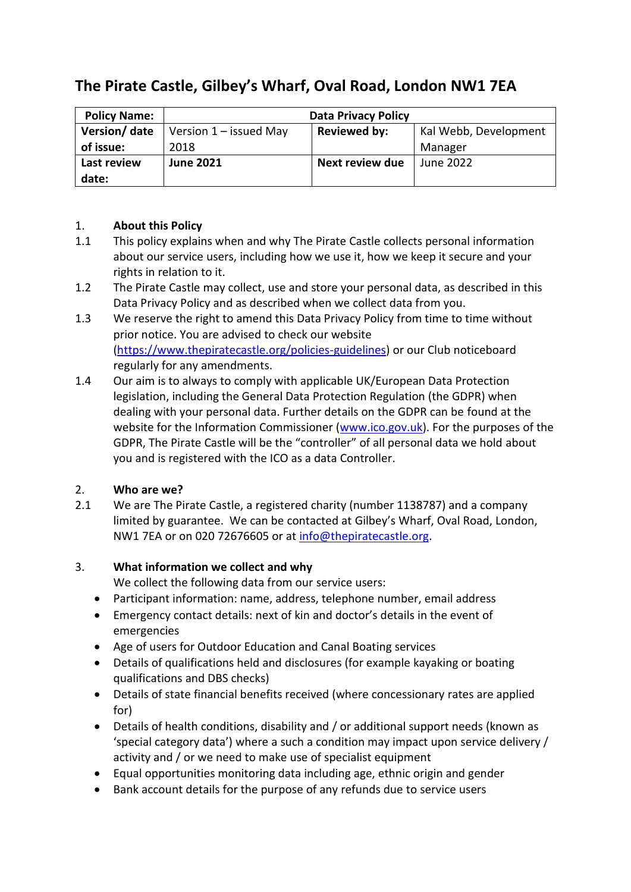# The Pirate Castle, Gilbey's Wharf, Oval Road, London NW1 7EA

| **Policy Name:** | **Data Privacy Policy** | | |
|---|---|---|---|
| **Version/ date of issue:** | Version 1 – issued May 2018 | **Reviewed by:** | Kal Webb, Development Manager |
| **Last review date:** | **June 2021** | **Next review due** | June 2022 |

1. **About this Policy**

1.1 This policy explains when and why The Pirate Castle collects personal information about our service users, including how we use it, how we keep it secure and your rights in relation to it.

1.2 The Pirate Castle may collect, use and store your personal data, as described in this Data Privacy Policy and as described when we collect data from you.

1.3 We reserve the right to amend this Data Privacy Policy from time to time without prior notice. You are advised to check our website (https://www.thepiratecastle.org/policies-guidelines) or our Club noticeboard regularly for any amendments.

1.4 Our aim is to always to comply with applicable UK/European Data Protection legislation, including the General Data Protection Regulation (the GDPR) when dealing with your personal data. Further details on the GDPR can be found at the website for the Information Commissioner (www.ico.gov.uk). For the purposes of the GDPR, The Pirate Castle will be the "controller" of all personal data we hold about you and is registered with the ICO as a data Controller.

2. **Who are we?**

2.1 We are The Pirate Castle, a registered charity (number 1138787) and a company limited by guarantee. We can be contacted at Gilbey's Wharf, Oval Road, London, NW1 7EA or on 020 72676605 or at info@thepiratecastle.org.

3. **What information we collect and why**

We collect the following data from our service users:

- Participant information: name, address, telephone number, email address
- Emergency contact details: next of kin and doctor's details in the event of emergencies
- Age of users for Outdoor Education and Canal Boating services
- Details of qualifications held and disclosures (for example kayaking or boating qualifications and DBS checks)
- Details of state financial benefits received (where concessionary rates are applied for)
- Details of health conditions, disability and / or additional support needs (known as 'special category data') where a such a condition may impact upon service delivery / activity and / or we need to make use of specialist equipment
- Equal opportunities monitoring data including age, ethnic origin and gender
- Bank account details for the purpose of any refunds due to service users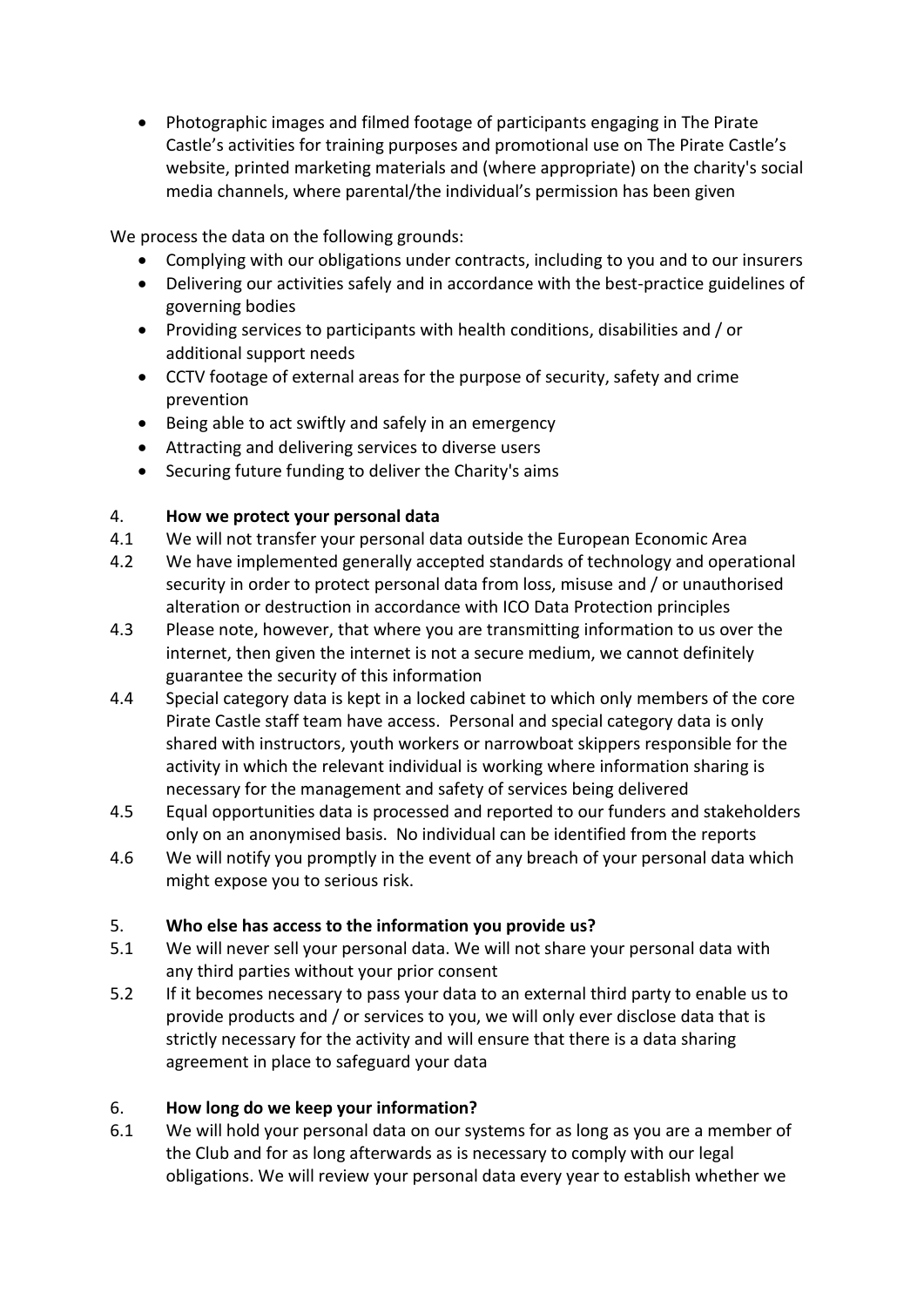- Photographic images and filmed footage of participants engaging in The Pirate Castle's activities for training purposes and promotional use on The Pirate Castle's website, printed marketing materials and (where appropriate) on the charity's social media channels, where parental/the individual's permission has been given

We process the data on the following grounds:

- Complying with our obligations under contracts, including to you and to our insurers
- Delivering our activities safely and in accordance with the best-practice guidelines of governing bodies
- Providing services to participants with health conditions, disabilities and / or additional support needs
- CCTV footage of external areas for the purpose of security, safety and crime prevention
- Being able to act swiftly and safely in an emergency
- Attracting and delivering services to diverse users
- Securing future funding to deliver the Charity's aims

## 4. How we protect your personal data

4.1 We will not transfer your personal data outside the European Economic Area

4.2 We have implemented generally accepted standards of technology and operational security in order to protect personal data from loss, misuse and / or unauthorised alteration or destruction in accordance with ICO Data Protection principles

4.3 Please note, however, that where you are transmitting information to us over the internet, then given the internet is not a secure medium, we cannot definitely guarantee the security of this information

4.4 Special category data is kept in a locked cabinet to which only members of the core Pirate Castle staff team have access. Personal and special category data is only shared with instructors, youth workers or narrowboat skippers responsible for the activity in which the relevant individual is working where information sharing is necessary for the management and safety of services being delivered

4.5 Equal opportunities data is processed and reported to our funders and stakeholders only on an anonymised basis. No individual can be identified from the reports

4.6 We will notify you promptly in the event of any breach of your personal data which might expose you to serious risk.

## 5. Who else has access to the information you provide us?

5.1 We will never sell your personal data. We will not share your personal data with any third parties without your prior consent

5.2 If it becomes necessary to pass your data to an external third party to enable us to provide products and / or services to you, we will only ever disclose data that is strictly necessary for the activity and will ensure that there is a data sharing agreement in place to safeguard your data

## 6. How long do we keep your information?

6.1 We will hold your personal data on our systems for as long as you are a member of the Club and for as long afterwards as is necessary to comply with our legal obligations. We will review your personal data every year to establish whether we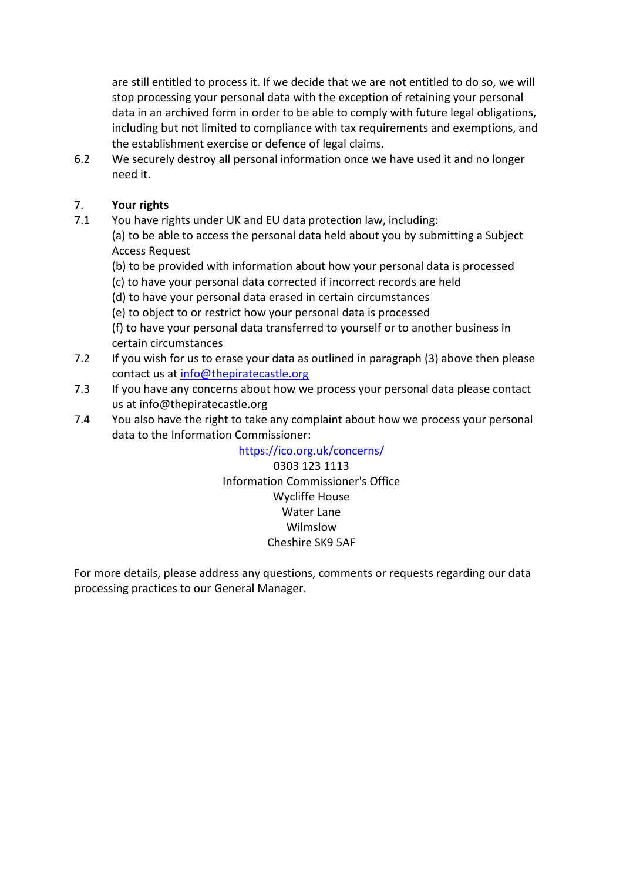are still entitled to process it. If we decide that we are not entitled to do so, we will stop processing your personal data with the exception of retaining your personal data in an archived form in order to be able to comply with future legal obligations, including but not limited to compliance with tax requirements and exemptions, and the establishment exercise or defence of legal claims.

6.2 We securely destroy all personal information once we have used it and no longer need it.

## 7. **Your rights**

7.1 You have rights under UK and EU data protection law, including:
(a) to be able to access the personal data held about you by submitting a Subject Access Request
(b) to be provided with information about how your personal data is processed
(c) to have your personal data corrected if incorrect records are held
(d) to have your personal data erased in certain circumstances
(e) to object to or restrict how your personal data is processed
(f) to have your personal data transferred to yourself or to another business in certain circumstances

7.2 If you wish for us to erase your data as outlined in paragraph (3) above then please contact us at info@thepiratecastle.org

7.3 If you have any concerns about how we process your personal data please contact us at info@thepiratecastle.org

7.4 You also have the right to take any complaint about how we process your personal data to the Information Commissioner:

https://ico.org.uk/concerns/
0303 123 1113
Information Commissioner's Office
Wycliffe House
Water Lane
Wilmslow
Cheshire SK9 5AF

For more details, please address any questions, comments or requests regarding our data processing practices to our General Manager.